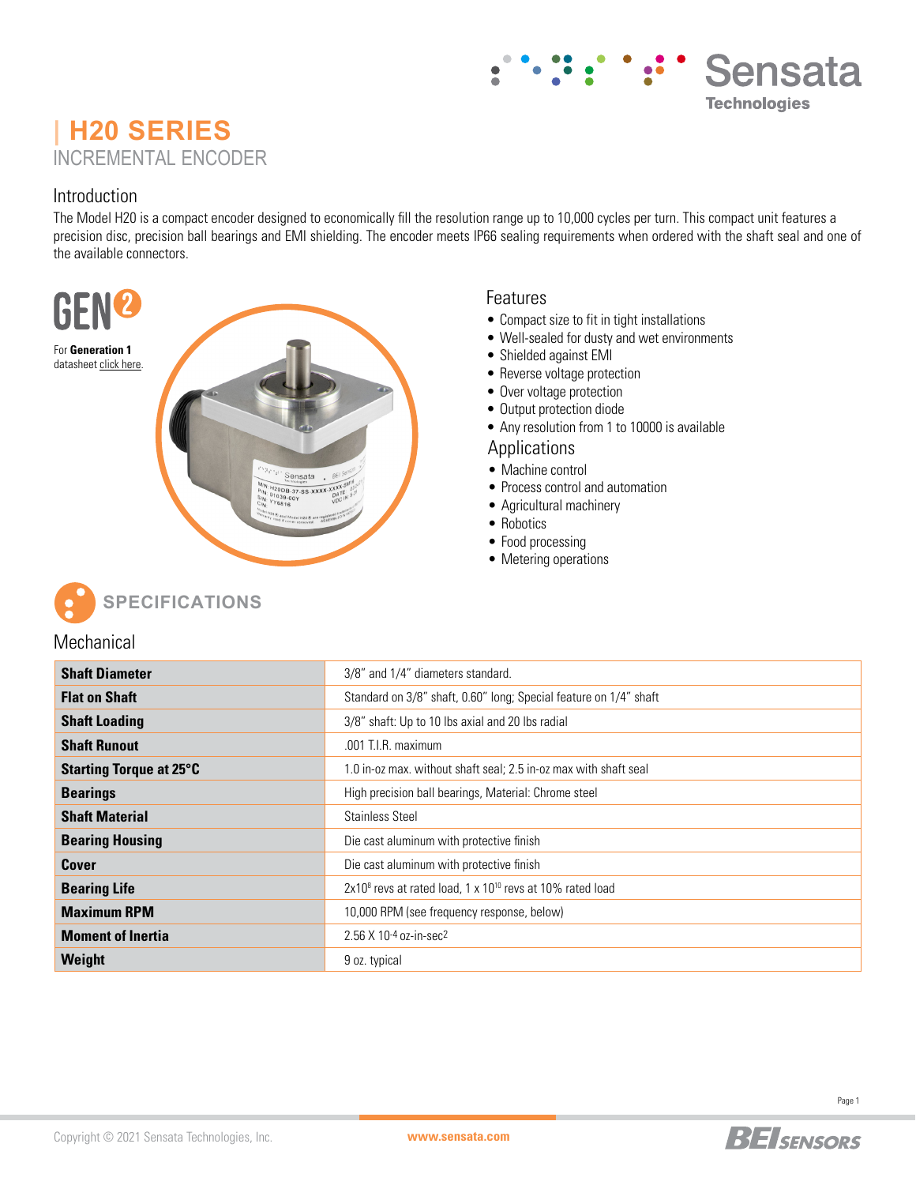# H20 SERIES

## INCREMENTAL ENCODER

### Introduction

The Model H20 is a compact encoder designed to economically fill the resolution range up to 10,000 cycles per turn. This compact unit features a precision disc, precision ball bearings and EMI shielding. The encoder meets IP66 sealing requirements when ordered with the shaft seal and one of the available connectors.

GEN2

For **Generation 1** datasheet click here.

### Features

- Compact size to fit in tight installations
- Well-sealed for dusty and wet environments
- Shielded against EMI
- Reverse voltage protection
- Over voltage protection
- Output protection diode
- Any resolution from 1 to 10000 is available

### Applications

- Machine control
- Process control and automation
- Agricultural machinery
- Robotics
- Food processing
- Metering operations

## SPECIFICATIONS

### Mechanical

| | |
|---|---|
| **Shaft Diameter** | 3/8" and 1/4" diameters standard. |
| **Flat on Shaft** | Standard on 3/8" shaft, 0.60" long; Special feature on 1/4" shaft |
| **Shaft Loading** | 3/8" shaft: Up to 10 lbs axial and 20 lbs radial |
| **Shaft Runout** | .001 T.I.R. maximum |
| **Starting Torque at 25°C** | 1.0 in-oz max. without shaft seal; 2.5 in-oz max with shaft seal |
| **Bearings** | High precision ball bearings, Material: Chrome steel |
| **Shaft Material** | Stainless Steel |
| **Bearing Housing** | Die cast aluminum with protective finish |
| **Cover** | Die cast aluminum with protective finish |
| **Bearing Life** | $2 \times 10^8$ revs at rated load, $1 \times 10^{10}$ revs at 10% rated load |
| **Maximum RPM** | 10,000 RPM (see frequency response, below) |
| **Moment of Inertia** | $2.56 \times 10^{-4}$ oz-in-sec$^2$ |
| **Weight** | 9 oz. typical |

Copyright © 2021 Sensata Technologies, Inc. www.sensata.com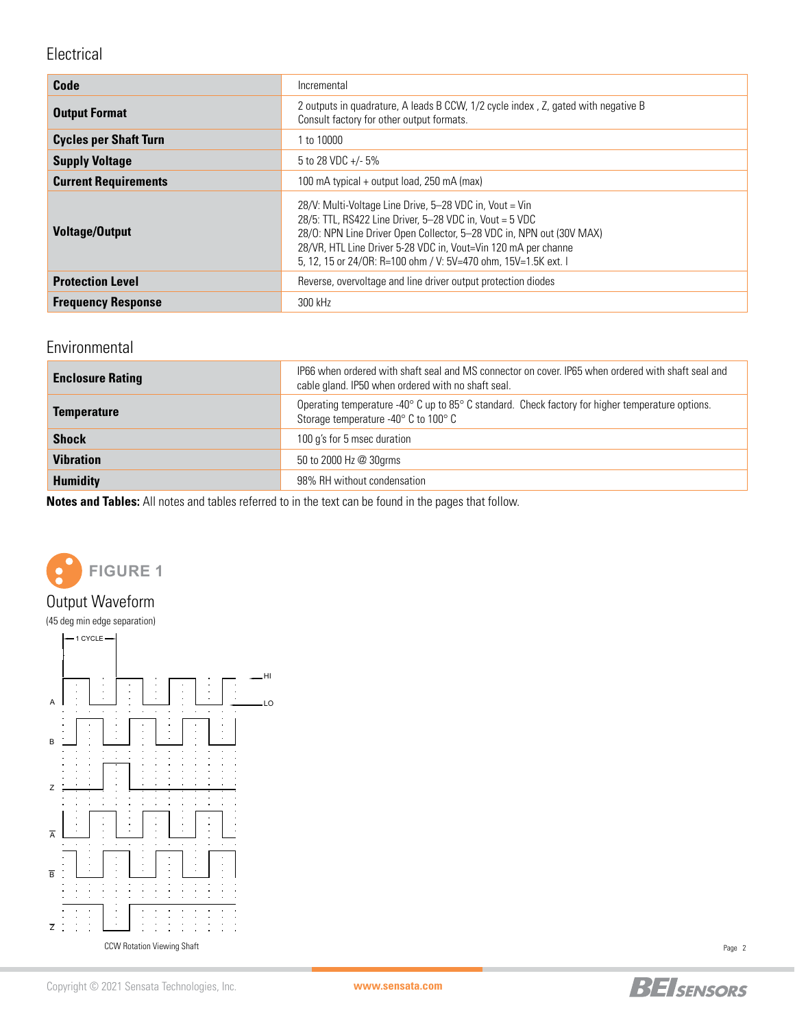## Electrical

| | |
|---|---|
| **Code** | Incremental |
| **Output Format** | 2 outputs in quadrature, A leads B CCW, 1/2 cycle index , Z, gated with negative B<br>Consult factory for other output formats. |
| **Cycles per Shaft Turn** | 1 to 10000 |
| **Supply Voltage** | 5 to 28 VDC +/- 5% |
| **Current Requirements** | 100 mA typical + output load, 250 mA (max) |
| **Voltage/Output** | 28/V: Multi-Voltage Line Drive, 5–28 VDC in, Vout = Vin<br>28/5: TTL, RS422 Line Driver, 5–28 VDC in, Vout = 5 VDC<br>28/O: NPN Line Driver Open Collector, 5–28 VDC in, NPN out (30V MAX)<br>28/VR, HTL Line Driver 5-28 VDC in, Vout=Vin 120 mA per channe<br>5, 12, 15 or 24/OR: R=100 ohm / V: 5V=470 ohm, 15V=1.5K ext. I |
| **Protection Level** | Reverse, overvoltage and line driver output protection diodes |
| **Frequency Response** | 300 kHz |

## Environmental

| | |
|---|---|
| **Enclosure Rating** | IP66 when ordered with shaft seal and MS connector on cover. IP65 when ordered with shaft seal and cable gland. IP50 when ordered with no shaft seal. |
| **Temperature** | Operating temperature -40° C up to 85° C standard. Check factory for higher temperature options.<br>Storage temperature -40° C to 100° C |
| **Shock** | 100 g's for 5 msec duration |
| **Vibration** | 50 to 2000 Hz @ 30grms |
| **Humidity** | 98% RH without condensation |

**Notes and Tables:** All notes and tables referred to in the text can be found in the pages that follow.

## FIGURE 1

### Output Waveform

(45 deg min edge separation)

CCW Rotation Viewing Shaft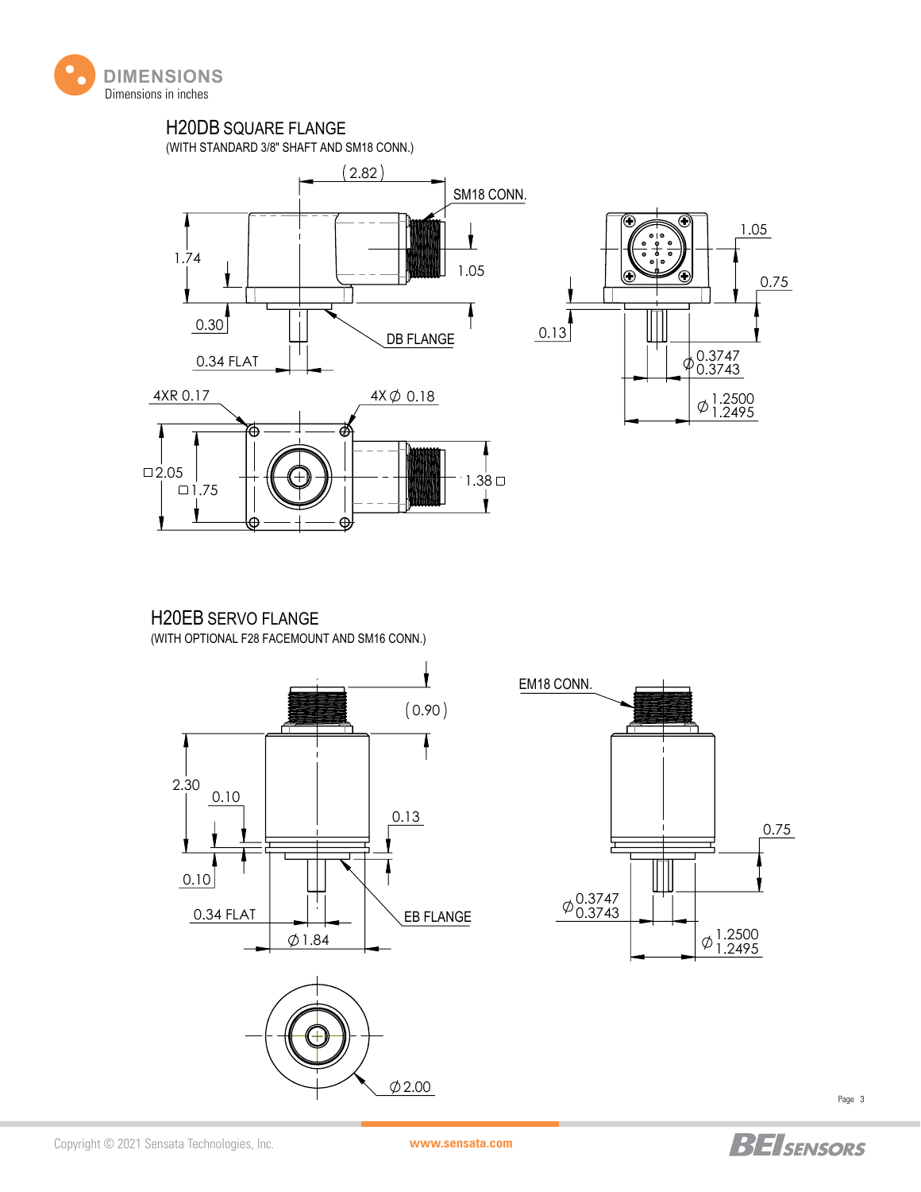# DIMENSIONS

Dimensions in inches

## H20DB SQUARE FLANGE

(WITH STANDARD 3/8" SHAFT AND SM18 CONN.)

(2.82)

SM18 CONN.

1.74

1.05

0.30

DB FLANGE

0.34 FLAT

1.05

0.75

0.13

$\varnothing$ 0.3747 / 0.3743

$\varnothing$ 1.2500 / 1.2495

4XR 0.17

4X $\varnothing$ 0.18

□2.05

□1.75

1.38 □

## H20EB SERVO FLANGE

(WITH OPTIONAL F28 FACEMOUNT AND SM16 CONN.)

(0.90)

2.30

0.10

0.13

0.10

0.34 FLAT

EB FLANGE

$\varnothing$ 1.84

EM18 CONN.

0.75

$\varnothing$ 0.3747 / 0.3743

$\varnothing$ 1.2500 / 1.2495

$\varnothing$ 2.00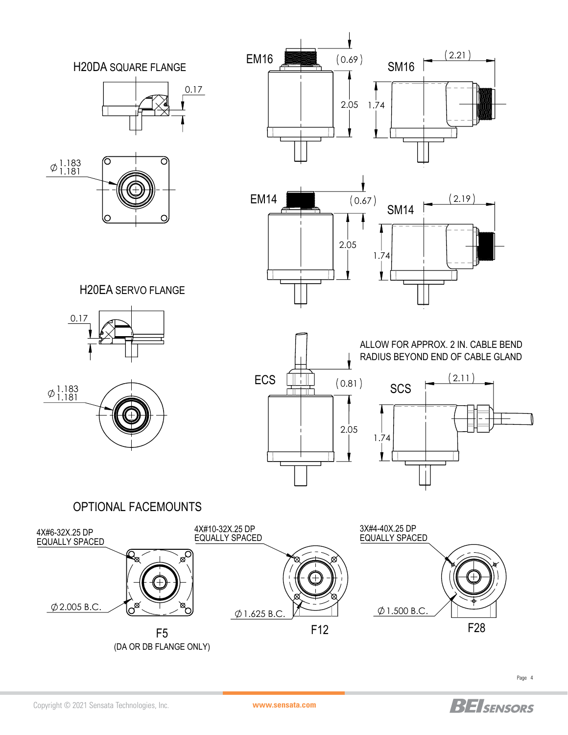## H20DA SQUARE FLANGE

0.17

$\varnothing$ 1.183 / 1.181

## H20EA SERVO FLANGE

0.17

$\varnothing$ 1.183 / 1.181

EM16 (0.69) 2.05

SM16 (2.21) 1.74

EM14 (0.67) 2.05

SM14 (2.19) 1.74

ALLOW FOR APPROX. 2 IN. CABLE BEND RADIUS BEYOND END OF CABLE GLAND

ECS (0.81) 2.05

SCS (2.11) 1.74

## OPTIONAL FACEMOUNTS

4X#6-32X.25 DP EQUALLY SPACED

$\varnothing$ 2.005 B.C.

F5 (DA OR DB FLANGE ONLY)

4X#10-32X.25 DP EQUALLY SPACED

$\varnothing$ 1.625 B.C.

F12

3X#4-40X.25 DP EQUALLY SPACED

$\varnothing$ 1.500 B.C.

F28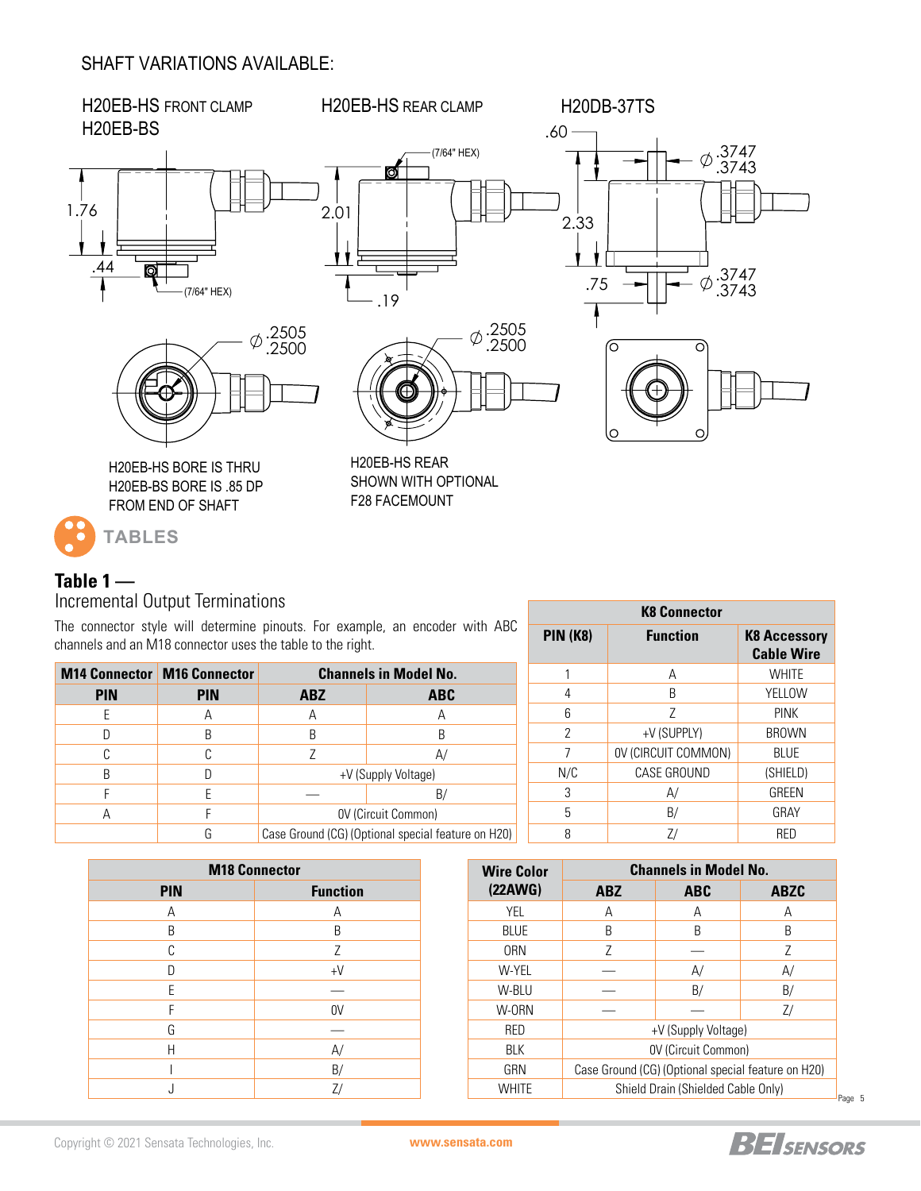SHAFT VARIATIONS AVAILABLE:

H20EB-HS FRONT CLAMP
H20EB-BS

H20EB-HS REAR CLAMP

H20DB-37TS

1.76
.44
(7/64" HEX)
2.01
(7/64" HEX)
.19
.60
2.33
.75
∅ .3747 / .3743
∅ .3747 / .3743

∅ .2505 / .2500

∅ .2505 / .2500

H20EB-HS BORE IS THRU
H20EB-BS BORE IS .85 DP
FROM END OF SHAFT

H20EB-HS REAR
SHOWN WITH OPTIONAL
F28 FACEMOUNT

## TABLES

### Table 1 —

Incremental Output Terminations

The connector style will determine pinouts. For example, an encoder with ABC channels and an M18 connector uses the table to the right.

| M14 Connector | M16 Connector | Channels in Model No. | |
|---|---|---|---|
| **PIN** | **PIN** | **ABZ** | **ABC** |
| E | A | A | A |
| D | B | B | B |
| C | C | Z | A/ |
| B | D | +V (Supply Voltage) | |
| F | E | — | B/ |
| A | F | 0V (Circuit Common) | |
| | G | Case Ground (CG) (Optional special feature on H20) | |

| K8 Connector | | |
|---|---|---|
| **PIN (K8)** | **Function** | **K8 Accessory Cable Wire** |
| 1 | A | WHITE |
| 4 | B | YELLOW |
| 6 | Z | PINK |
| 2 | +V (SUPPLY) | BROWN |
| 7 | 0V (CIRCUIT COMMON) | BLUE |
| N/C | CASE GROUND | (SHIELD) |
| 3 | A/ | GREEN |
| 5 | B/ | GRAY |
| 8 | Z/ | RED |

| M18 Connector | |
|---|---|
| **PIN** | **Function** |
| A | A |
| B | B |
| C | Z |
| D | +V |
| E | — |
| F | 0V |
| G | — |
| H | A/ |
| I | B/ |
| J | Z/ |

| Wire Color (22AWG) | Channels in Model No. | | |
|---|---|---|---|
| | **ABZ** | **ABC** | **ABZC** |
| YEL | A | A | A |
| BLUE | B | B | B |
| ORN | Z | — | Z |
| W-YEL | — | A/ | A/ |
| W-BLU | — | B/ | B/ |
| W-ORN | — | — | Z/ |
| RED | +V (Supply Voltage) | | |
| BLK | 0V (Circuit Common) | | |
| GRN | Case Ground (CG) (Optional special feature on H20) | | |
| WHITE | Shield Drain (Shielded Cable Only) | | |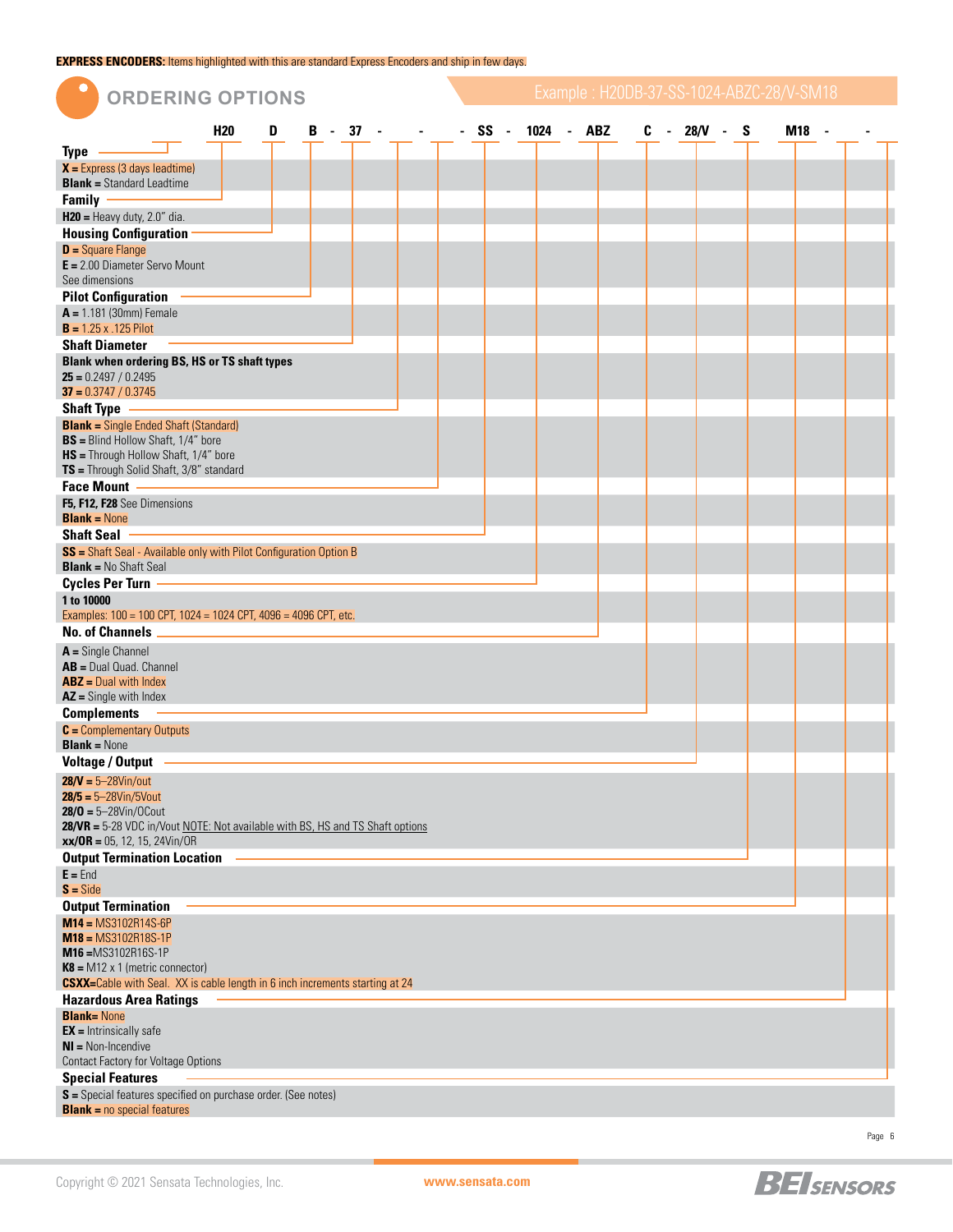**EXPRESS ENCODERS:** Items highlighted with this are standard Express Encoders and ship in few days.

## ORDERING OPTIONS

Example : H20DB-37-SS-1024-ABZC-28/V-SM18

| | H20 | D | B | - | 37 | - | | - | | - | SS | - | 1024 | - | ABZ | C | - | 28/V | - | S | M18 | - | | - | |
|---|---|---|---|---|---|---|---|---|---|---|---|---|---|---|---|---|---|---|---|---|---|---|---|---|---|

**Type**
- **X =** Express (3 days leadtime)
- **Blank =** Standard Leadtime

**Family**
- **H20 =** Heavy duty, 2.0" dia.

**Housing Configuration**
- **D =** Square Flange
- **E =** 2.00 Diameter Servo Mount
- See dimensions

**Pilot Configuration**
- **A =** 1.181 (30mm) Female
- **B =** 1.25 x .125 Pilot

**Shaft Diameter**
- **Blank when ordering BS, HS or TS shaft types**
- **25 =** 0.2497 / 0.2495
- **37 =** 0.3747 / 0.3745

**Shaft Type**
- **Blank =** Single Ended Shaft (Standard)
- **BS =** Blind Hollow Shaft, 1/4" bore
- **HS =** Through Hollow Shaft, 1/4" bore
- **TS =** Through Solid Shaft, 3/8" standard

**Face Mount**
- **F5, F12, F28** See Dimensions
- **Blank =** None

**Shaft Seal**
- **SS =** Shaft Seal - Available only with Pilot Configuration Option B
- **Blank =** No Shaft Seal

**Cycles Per Turn**
- **1 to 10000**
- Examples: 100 = 100 CPT, 1024 = 1024 CPT, 4096 = 4096 CPT, etc.

**No. of Channels**
- **A =** Single Channel
- **AB =** Dual Quad. Channel
- **ABZ =** Dual with Index
- **AZ =** Single with Index

**Complements**
- **C =** Complementary Outputs
- **Blank =** None

**Voltage / Output**
- **28/V =** 5–28Vin/out
- **28/5 =** 5–28Vin/5Vout
- **28/O =** 5–28Vin/OCout
- **28/VR =** 5-28 VDC in/Vout NOTE: Not available with BS, HS and TS Shaft options
- **xx/OR =** 05, 12, 15, 24Vin/OR

**Output Termination Location**
- **E =** End
- **S =** Side

**Output Termination**
- **M14 =** MS3102R14S-6P
- **M18 =** MS3102R18S-1P
- **M16 =** MS3102R16S-1P
- **K8 =** M12 x 1 (metric connector)
- **CSXX=** Cable with Seal. XX is cable length in 6 inch increments starting at 24

**Hazardous Area Ratings**
- **Blank=** None
- **EX =** Intrinsically safe
- **NI =** Non-Incendive
- Contact Factory for Voltage Options

**Special Features**
- **S =** Special features specified on purchase order. (See notes)
- **Blank =** no special features

Copyright © 2021 Sensata Technologies, Inc. www.sensata.com BEI SENSORS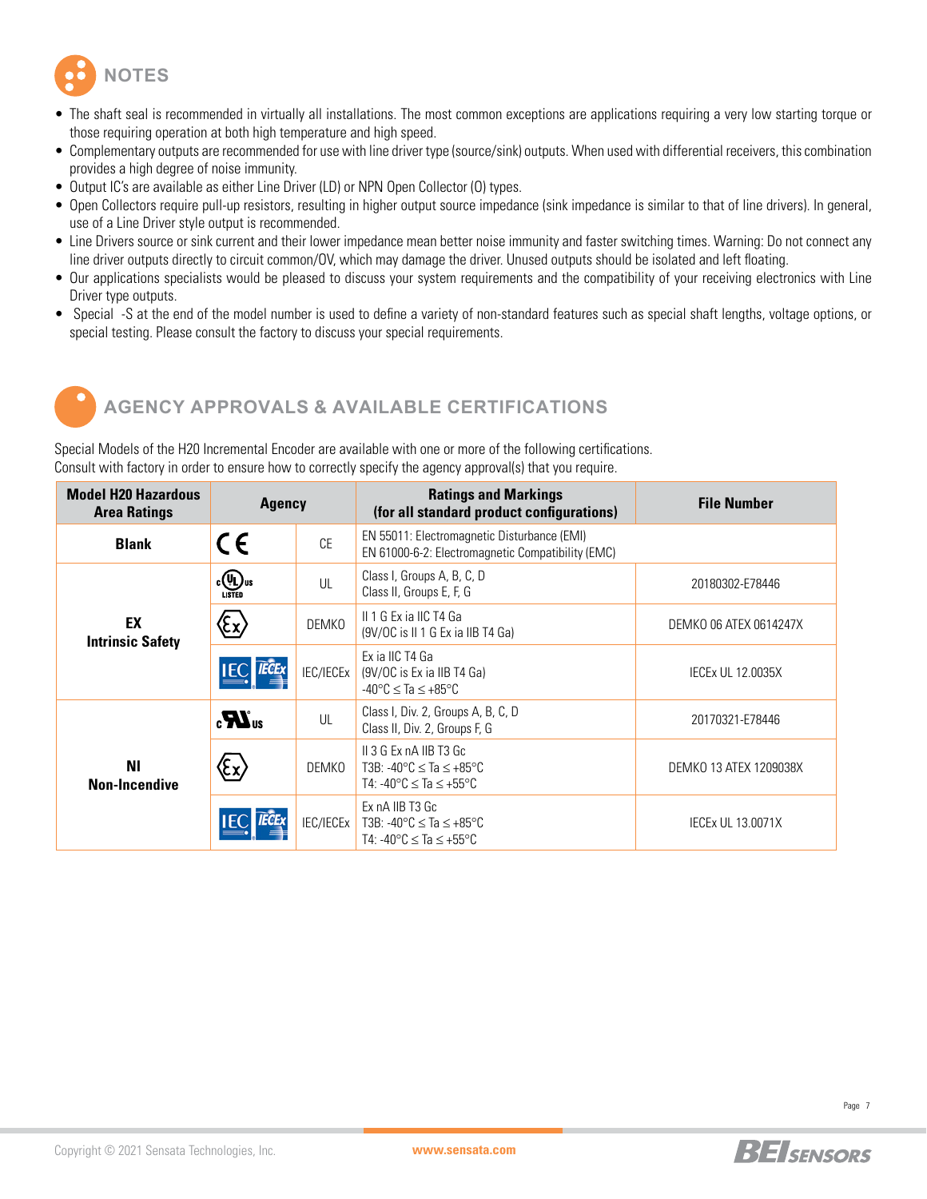## NOTES

- The shaft seal is recommended in virtually all installations. The most common exceptions are applications requiring a very low starting torque or those requiring operation at both high temperature and high speed.
- Complementary outputs are recommended for use with line driver type (source/sink) outputs. When used with differential receivers, this combination provides a high degree of noise immunity.
- Output IC's are available as either Line Driver (LD) or NPN Open Collector (O) types.
- Open Collectors require pull-up resistors, resulting in higher output source impedance (sink impedance is similar to that of line drivers). In general, use of a Line Driver style output is recommended.
- Line Drivers source or sink current and their lower impedance mean better noise immunity and faster switching times. Warning: Do not connect any line driver outputs directly to circuit common/OV, which may damage the driver. Unused outputs should be isolated and left floating.
- Our applications specialists would be pleased to discuss your system requirements and the compatibility of your receiving electronics with Line Driver type outputs.
- Special -S at the end of the model number is used to define a variety of non-standard features such as special shaft lengths, voltage options, or special testing. Please consult the factory to discuss your special requirements.

## AGENCY APPROVALS & AVAILABLE CERTIFICATIONS

Special Models of the H20 Incremental Encoder are available with one or more of the following certifications.
Consult with factory in order to ensure how to correctly specify the agency approval(s) that you require.

| Model H20 Hazardous Area Ratings | Agency | | Ratings and Markings (for all standard product configurations) | File Number |
|---|---|---|---|---|
| **Blank** | CE | CE | EN 55011: Electromagnetic Disturbance (EMI)<br>EN 61000-6-2: Electromagnetic Compatibility (EMC) | |
| **EX Intrinsic Safety** | c UL us LISTED | UL | Class I, Groups A, B, C, D<br>Class II, Groups E, F, G | 20180302-E78446 |
| | Ex | DEMKO | II 1 G Ex ia IIC T4 Ga<br>(9V/OC is II 1 G Ex ia IIB T4 Ga) | DEMKO 06 ATEX 0614247X |
| | IEC IECEx | IEC/IECEx | Ex ia IIC T4 Ga<br>(9V/OC is Ex ia IIB T4 Ga)<br>-40°C ≤ Ta ≤ +85°C | IECEx UL 12.0035X |
| **NI Non-Incendive** | c RU us | UL | Class I, Div. 2, Groups A, B, C, D<br>Class II, Div. 2, Groups F, G | 20170321-E78446 |
| | Ex | DEMKO | II 3 G Ex nA IIB T3 Gc<br>T3B: -40°C ≤ Ta ≤ +85°C<br>T4: -40°C ≤ Ta ≤ +55°C | DEMKO 13 ATEX 1209038X |
| | IEC IECEx | IEC/IECEx | Ex nA IIB T3 Gc<br>T3B: -40°C ≤ Ta ≤ +85°C<br>T4: -40°C ≤ Ta ≤ +55°C | IECEx UL 13.0071X |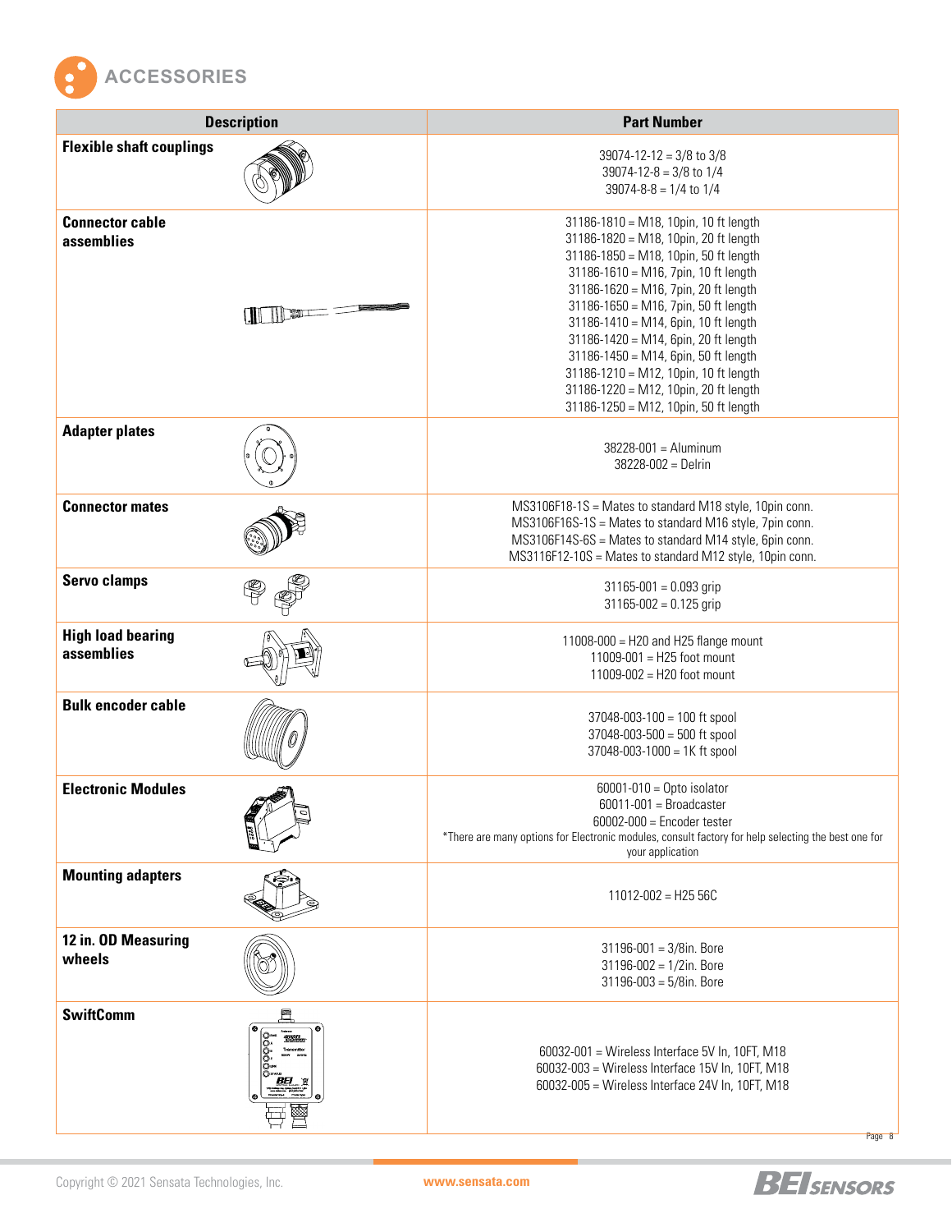## ACCESSORIES

| Description | Part Number |
|---|---|
| **Flexible shaft couplings** | 39074-12-12 = 3/8 to 3/8<br>39074-12-8 = 3/8 to 1/4<br>39074-8-8 = 1/4 to 1/4 |
| **Connector cable assemblies** | 31186-1810 = M18, 10pin, 10 ft length<br>31186-1820 = M18, 10pin, 20 ft length<br>31186-1850 = M18, 10pin, 50 ft length<br>31186-1610 = M16, 7pin, 10 ft length<br>31186-1620 = M16, 7pin, 20 ft length<br>31186-1650 = M16, 7pin, 50 ft length<br>31186-1410 = M14, 6pin, 10 ft length<br>31186-1420 = M14, 6pin, 20 ft length<br>31186-1450 = M14, 6pin, 50 ft length<br>31186-1210 = M12, 10pin, 10 ft length<br>31186-1220 = M12, 10pin, 20 ft length<br>31186-1250 = M12, 10pin, 50 ft length |
| **Adapter plates** | 38228-001 = Aluminum<br>38228-002 = Delrin |
| **Connector mates** | MS3106F18-1S = Mates to standard M18 style, 10pin conn.<br>MS3106F16S-1S = Mates to standard M16 style, 7pin conn.<br>MS3106F14S-6S = Mates to standard M14 style, 6pin conn.<br>MS3116F12-10S = Mates to standard M12 style, 10pin conn. |
| **Servo clamps** | 31165-001 = 0.093 grip<br>31165-002 = 0.125 grip |
| **High load bearing assemblies** | 11008-000 = H20 and H25 flange mount<br>11009-001 = H25 foot mount<br>11009-002 = H20 foot mount |
| **Bulk encoder cable** | 37048-003-100 = 100 ft spool<br>37048-003-500 = 500 ft spool<br>37048-003-1000 = 1K ft spool |
| **Electronic Modules** | 60001-010 = Opto isolator<br>60011-001 = Broadcaster<br>60002-000 = Encoder tester<br>*There are many options for Electronic modules, consult factory for help selecting the best one for your application |
| **Mounting adapters** | 11012-002 = H25 56C |
| **12 in. OD Measuring wheels** | 31196-001 = 3/8in. Bore<br>31196-002 = 1/2in. Bore<br>31196-003 = 5/8in. Bore |
| **SwiftComm** | 60032-001 = Wireless Interface 5V In, 10FT, M18<br>60032-003 = Wireless Interface 15V In, 10FT, M18<br>60032-005 = Wireless Interface 24V In, 10FT, M18 |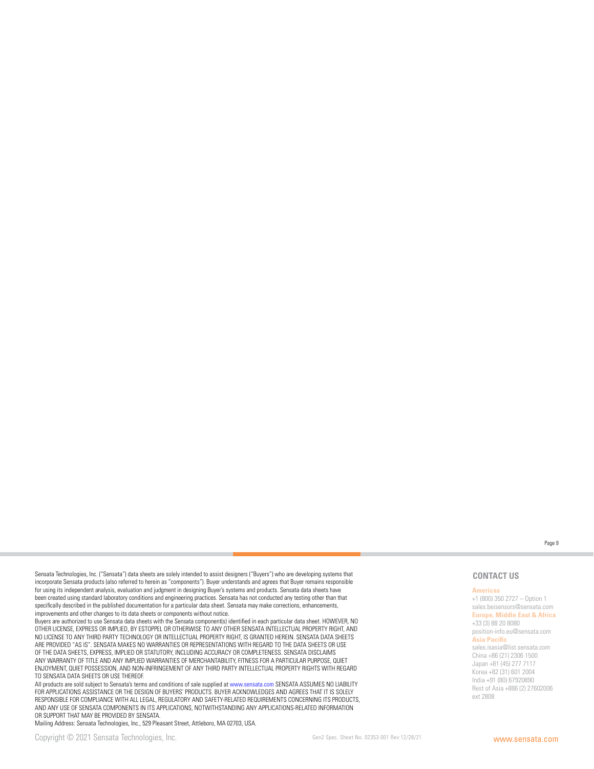Sensata Technologies, Inc. ("Sensata") data sheets are solely intended to assist designers ("Buyers") who are developing systems that incorporate Sensata products (also referred to herein as "components"). Buyer understands and agrees that Buyer remains responsible for using its independent analysis, evaluation and judgment in designing Buyer's systems and products. Sensata data sheets have been created using standard laboratory conditions and engineering practices. Sensata has not conducted any testing other than that specifically described in the published documentation for a particular data sheet. Sensata may make corrections, enhancements, improvements and other changes to its data sheets or components without notice.

Buyers are authorized to use Sensata data sheets with the Sensata component(s) identified in each particular data sheet. HOWEVER, NO OTHER LICENSE, EXPRESS OR IMPLIED, BY ESTOPPEL OR OTHERWISE TO ANY OTHER SENSATA INTELLECTUAL PROPERTY RIGHT, AND NO LICENSE TO ANY THIRD PARTY TECHNOLOGY OR INTELLECTUAL PROPERTY RIGHT, IS GRANTED HEREIN. SENSATA DATA SHEETS ARE PROVIDED "AS IS". SENSATA MAKES NO WARRANTIES OR REPRESENTATIONS WITH REGARD TO THE DATA SHEETS OR USE OF THE DATA SHEETS, EXPRESS, IMPLIED OR STATUTORY, INCLUDING ACCURACY OR COMPLETENESS. SENSATA DISCLAIMS ANY WARRANTY OF TITLE AND ANY IMPLIED WARRANTIES OF MERCHANTABILITY, FITNESS FOR A PARTICULAR PURPOSE, QUIET ENJOYMENT, QUIET POSSESSION, AND NON-INFRINGEMENT OF ANY THIRD PARTY INTELLECTUAL PROPERTY RIGHTS WITH REGARD TO SENSATA DATA SHEETS OR USE THEREOF.

All products are sold subject to Sensata's terms and conditions of sale supplied at www.sensata.com SENSATA ASSUMES NO LIABILITY FOR APPLICATIONS ASSISTANCE OR THE DESIGN OF BUYERS' PRODUCTS. BUYER ACKNOWLEDGES AND AGREES THAT IT IS SOLELY RESPONSIBLE FOR COMPLIANCE WITH ALL LEGAL, REGULATORY AND SAFETY-RELATED REQUIREMENTS CONCERNING ITS PRODUCTS, AND ANY USE OF SENSATA COMPONENTS IN ITS APPLICATIONS, NOTWITHSTANDING ANY APPLICATIONS-RELATED INFORMATION OR SUPPORT THAT MAY BE PROVIDED BY SENSATA.

Mailing Address: Sensata Technologies, Inc., 529 Pleasant Street, Attleboro, MA 02703, USA.

## CONTACT US

**Americas**
+1 (800) 350 2727 – Option 1
sales.beisensors@sensata.com

**Europe, Middle East & Africa**
+33 (3) 88 20 8080
position-info.eu@sensata.com

**Asia Pacific**
sales.isasia@list.sensata.com
China +86 (21) 2306 1500
Japan +81 (45) 277 7117
Korea +82 (31) 601 2004
India +91 (80) 67920890
Rest of Asia +886 (2) 27602006 ext 2808

Copyright © 2021 Sensata Technologies, Inc.

Gen2 Spec. Sheet No. 02353-001 Rev:12/28/21

www.sensata.com